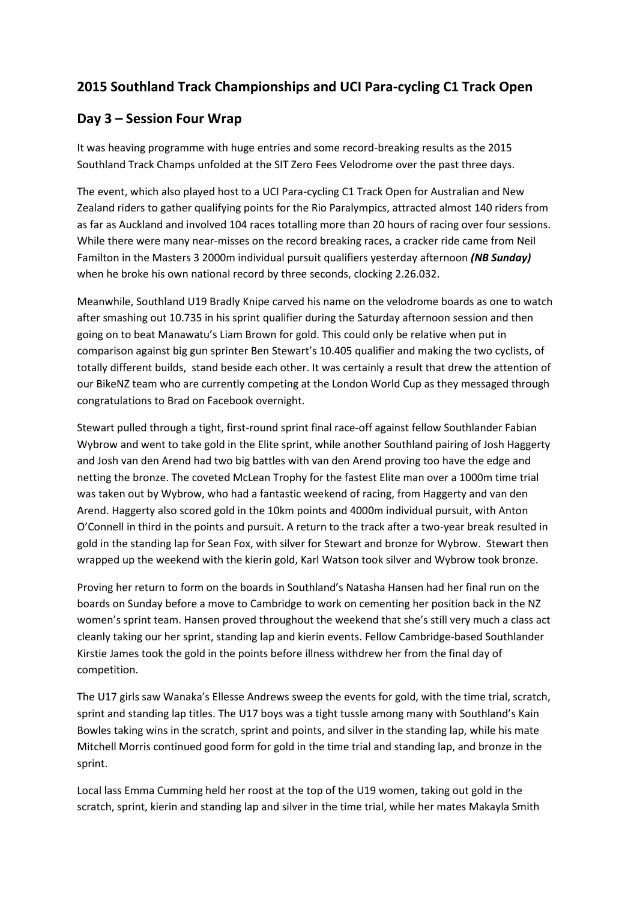## 2015 Southland Track Championships and UCI Para-cycling C1 Track Open

## Day 3 – Session Four Wrap

It was heaving programme with huge entries and some record-breaking results as the 2015 Southland Track Champs unfolded at the SIT Zero Fees Velodrome over the past three days.

The event, which also played host to a UCI Para-cycling C1 Track Open for Australian and New Zealand riders to gather qualifying points for the Rio Paralympics, attracted almost 140 riders from as far as Auckland and involved 104 races totalling more than 20 hours of racing over four sessions. While there were many near-misses on the record breaking races, a cracker ride came from Neil Familton in the Masters 3 2000m individual pursuit qualifiers yesterday afternoon ***(NB Sunday)*** when he broke his own national record by three seconds, clocking 2.26.032.

Meanwhile, Southland U19 Bradly Knipe carved his name on the velodrome boards as one to watch after smashing out 10.735 in his sprint qualifier during the Saturday afternoon session and then going on to beat Manawatu's Liam Brown for gold. This could only be relative when put in comparison against big gun sprinter Ben Stewart's 10.405 qualifier and making the two cyclists, of totally different builds, stand beside each other. It was certainly a result that drew the attention of our BikeNZ team who are currently competing at the London World Cup as they messaged through congratulations to Brad on Facebook overnight.

Stewart pulled through a tight, first-round sprint final race-off against fellow Southlander Fabian Wybrow and went to take gold in the Elite sprint, while another Southland pairing of Josh Haggerty and Josh van den Arend had two big battles with van den Arend proving too have the edge and netting the bronze. The coveted McLean Trophy for the fastest Elite man over a 1000m time trial was taken out by Wybrow, who had a fantastic weekend of racing, from Haggerty and van den Arend. Haggerty also scored gold in the 10km points and 4000m individual pursuit, with Anton O'Connell in third in the points and pursuit. A return to the track after a two-year break resulted in gold in the standing lap for Sean Fox, with silver for Stewart and bronze for Wybrow. Stewart then wrapped up the weekend with the kierin gold, Karl Watson took silver and Wybrow took bronze.

Proving her return to form on the boards in Southland's Natasha Hansen had her final run on the boards on Sunday before a move to Cambridge to work on cementing her position back in the NZ women's sprint team. Hansen proved throughout the weekend that she's still very much a class act cleanly taking our her sprint, standing lap and kierin events. Fellow Cambridge-based Southlander Kirstie James took the gold in the points before illness withdrew her from the final day of competition.

The U17 girls saw Wanaka's Ellesse Andrews sweep the events for gold, with the time trial, scratch, sprint and standing lap titles. The U17 boys was a tight tussle among many with Southland's Kain Bowles taking wins in the scratch, sprint and points, and silver in the standing lap, while his mate Mitchell Morris continued good form for gold in the time trial and standing lap, and bronze in the sprint.

Local lass Emma Cumming held her roost at the top of the U19 women, taking out gold in the scratch, sprint, kierin and standing lap and silver in the time trial, while her mates Makayla Smith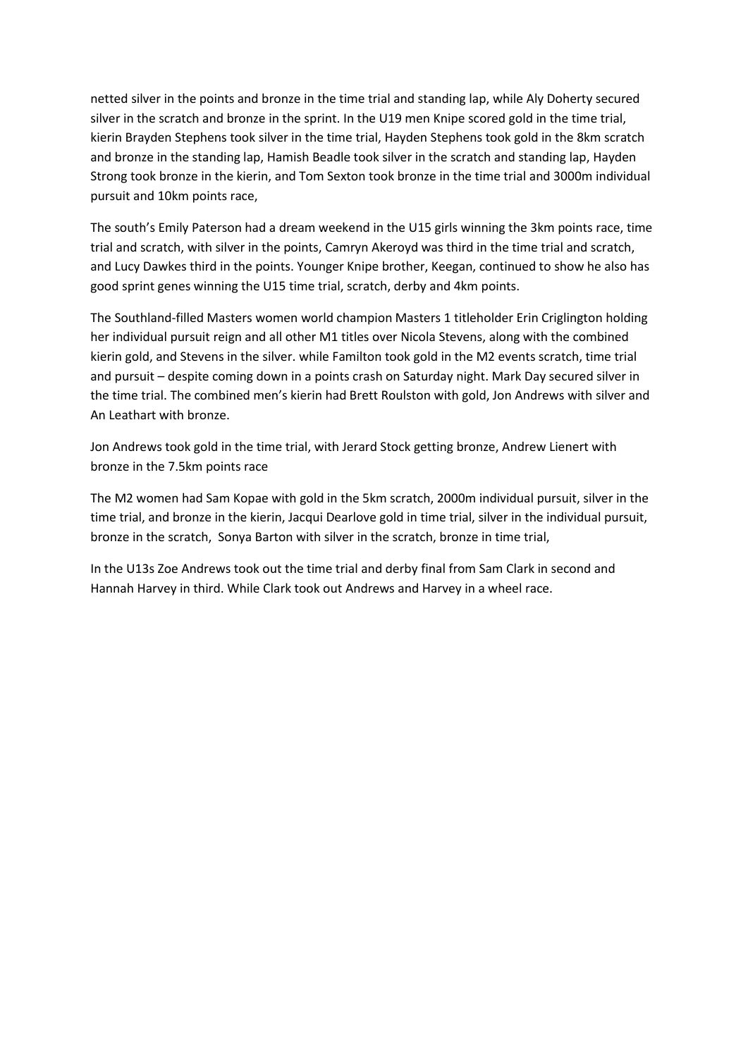netted silver in the points and bronze in the time trial and standing lap, while Aly Doherty secured silver in the scratch and bronze in the sprint. In the U19 men Knipe scored gold in the time trial, kierin Brayden Stephens took silver in the time trial, Hayden Stephens took gold in the 8km scratch and bronze in the standing lap, Hamish Beadle took silver in the scratch and standing lap, Hayden Strong took bronze in the kierin, and Tom Sexton took bronze in the time trial and 3000m individual pursuit and 10km points race,

The south's Emily Paterson had a dream weekend in the U15 girls winning the 3km points race, time trial and scratch, with silver in the points, Camryn Akeroyd was third in the time trial and scratch, and Lucy Dawkes third in the points. Younger Knipe brother, Keegan, continued to show he also has good sprint genes winning the U15 time trial, scratch, derby and 4km points.

The Southland-filled Masters women world champion Masters 1 titleholder Erin Criglington holding her individual pursuit reign and all other M1 titles over Nicola Stevens, along with the combined kierin gold, and Stevens in the silver. while Familton took gold in the M2 events scratch, time trial and pursuit – despite coming down in a points crash on Saturday night. Mark Day secured silver in the time trial. The combined men's kierin had Brett Roulston with gold, Jon Andrews with silver and An Leathart with bronze.

Jon Andrews took gold in the time trial, with Jerard Stock getting bronze, Andrew Lienert with bronze in the 7.5km points race

The M2 women had Sam Kopae with gold in the 5km scratch, 2000m individual pursuit, silver in the time trial, and bronze in the kierin, Jacqui Dearlove gold in time trial, silver in the individual pursuit, bronze in the scratch, Sonya Barton with silver in the scratch, bronze in time trial,

In the U13s Zoe Andrews took out the time trial and derby final from Sam Clark in second and Hannah Harvey in third. While Clark took out Andrews and Harvey in a wheel race.